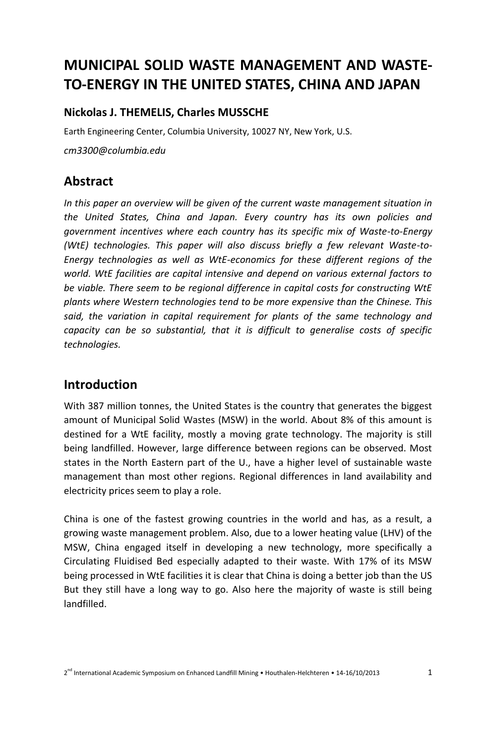# MUNICIPAL SOLID WASTE MANAGEMENT AND WASTE-TO-ENERGY IN THE UNITED STATES, CHINA AND JAPAN

**Nickolas J. THEMELIS, Charles MUSSCHE**

Earth Engineering Center, Columbia University, 10027 NY, New York, U.S.

*cm3300@columbia.edu*

## Abstract

*In this paper an overview will be given of the current waste management situation in the United States, China and Japan. Every country has its own policies and government incentives where each country has its specific mix of Waste-to-Energy (WtE) technologies. This paper will also discuss briefly a few relevant Waste-to-Energy technologies as well as WtE-economics for these different regions of the world. WtE facilities are capital intensive and depend on various external factors to be viable. There seem to be regional difference in capital costs for constructing WtE plants where Western technologies tend to be more expensive than the Chinese. This said, the variation in capital requirement for plants of the same technology and capacity can be so substantial, that it is difficult to generalise costs of specific technologies.*

## Introduction

With 387 million tonnes, the United States is the country that generates the biggest amount of Municipal Solid Wastes (MSW) in the world. About 8% of this amount is destined for a WtE facility, mostly a moving grate technology. The majority is still being landfilled. However, large difference between regions can be observed. Most states in the North Eastern part of the U., have a higher level of sustainable waste management than most other regions. Regional differences in land availability and electricity prices seem to play a role.

China is one of the fastest growing countries in the world and has, as a result, a growing waste management problem. Also, due to a lower heating value (LHV) of the MSW, China engaged itself in developing a new technology, more specifically a Circulating Fluidised Bed especially adapted to their waste. With 17% of its MSW being processed in WtE facilities it is clear that China is doing a better job than the US But they still have a long way to go. Also here the majority of waste is still being landfilled.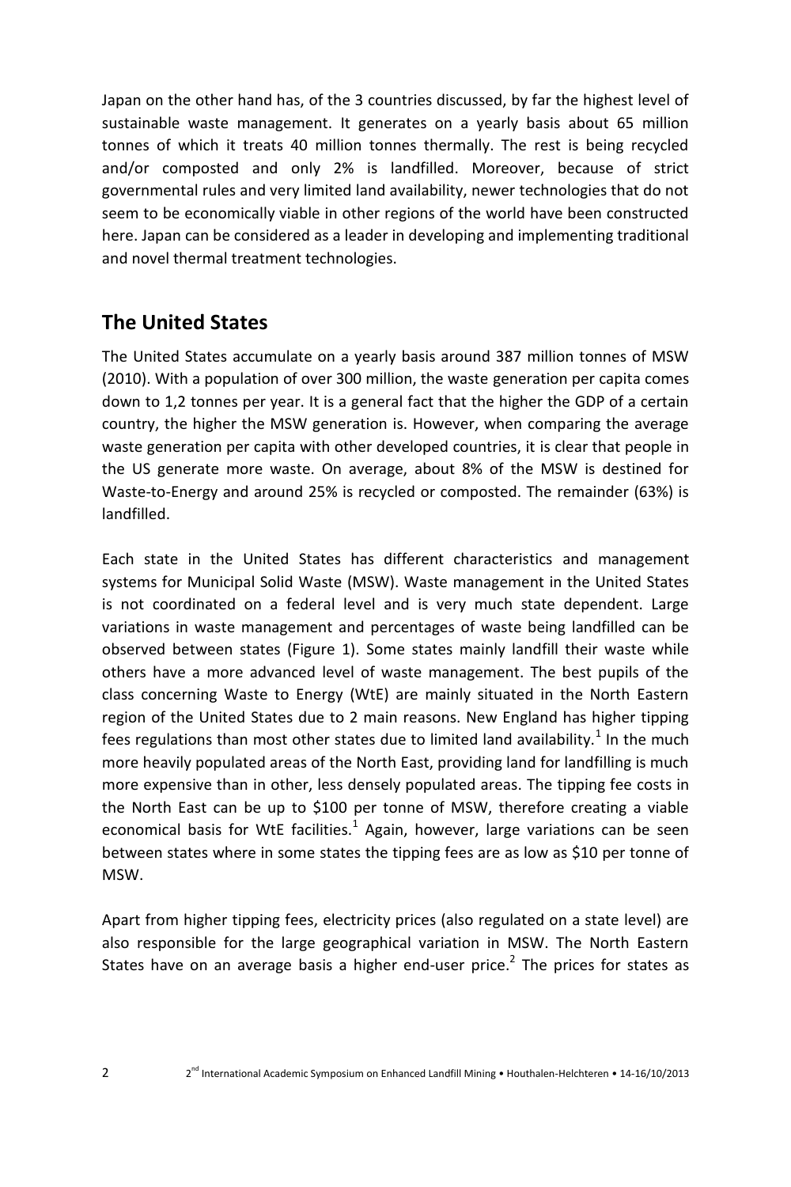Japan on the other hand has, of the 3 countries discussed, by far the highest level of sustainable waste management. It generates on a yearly basis about 65 million tonnes of which it treats 40 million tonnes thermally. The rest is being recycled and/or composted and only 2% is landfilled. Moreover, because of strict governmental rules and very limited land availability, newer technologies that do not seem to be economically viable in other regions of the world have been constructed here. Japan can be considered as a leader in developing and implementing traditional and novel thermal treatment technologies.

## The United States

The United States accumulate on a yearly basis around 387 million tonnes of MSW (2010). With a population of over 300 million, the waste generation per capita comes down to 1,2 tonnes per year. It is a general fact that the higher the GDP of a certain country, the higher the MSW generation is. However, when comparing the average waste generation per capita with other developed countries, it is clear that people in the US generate more waste. On average, about 8% of the MSW is destined for Waste-to-Energy and around 25% is recycled or composted. The remainder (63%) is landfilled.

Each state in the United States has different characteristics and management systems for Municipal Solid Waste (MSW). Waste management in the United States is not coordinated on a federal level and is very much state dependent. Large variations in waste management and percentages of waste being landfilled can be observed between states (Figure 1). Some states mainly landfill their waste while others have a more advanced level of waste management. The best pupils of the class concerning Waste to Energy (WtE) are mainly situated in the North Eastern region of the United States due to 2 main reasons. New England has higher tipping fees regulations than most other states due to limited land availability.[1] In the much more heavily populated areas of the North East, providing land for landfilling is much more expensive than in other, less densely populated areas. The tipping fee costs in the North East can be up to \$100 per tonne of MSW, therefore creating a viable economical basis for WtE facilities.[1] Again, however, large variations can be seen between states where in some states the tipping fees are as low as \$10 per tonne of MSW.

Apart from higher tipping fees, electricity prices (also regulated on a state level) are also responsible for the large geographical variation in MSW. The North Eastern States have on an average basis a higher end-user price.[2] The prices for states as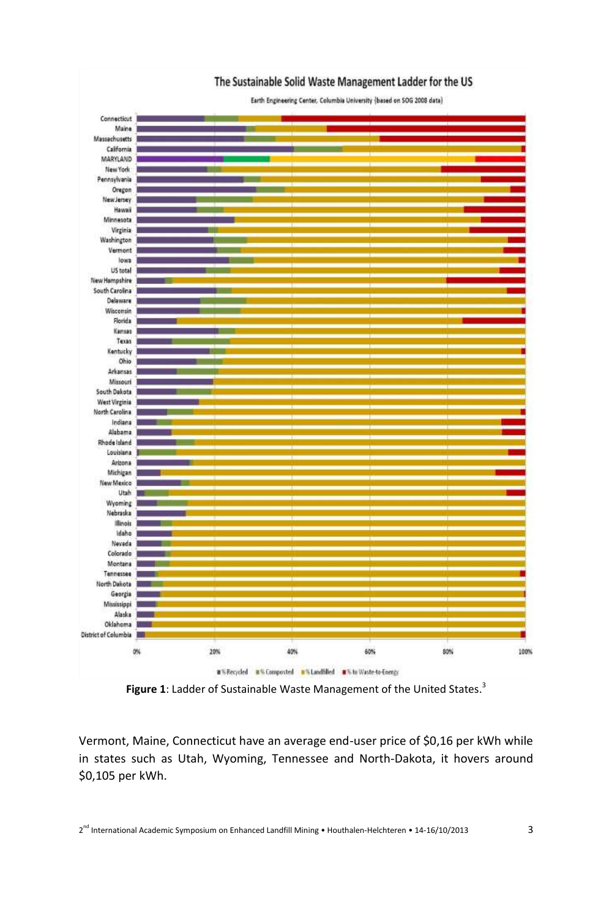Figure 1: Ladder of Sustainable Waste Management of the United States.[3]

Vermont, Maine, Connecticut have an average end-user price of $0,16 per kWh while in states such as Utah, Wyoming, Tennessee and North-Dakota, it hovers around $0,105 per kWh.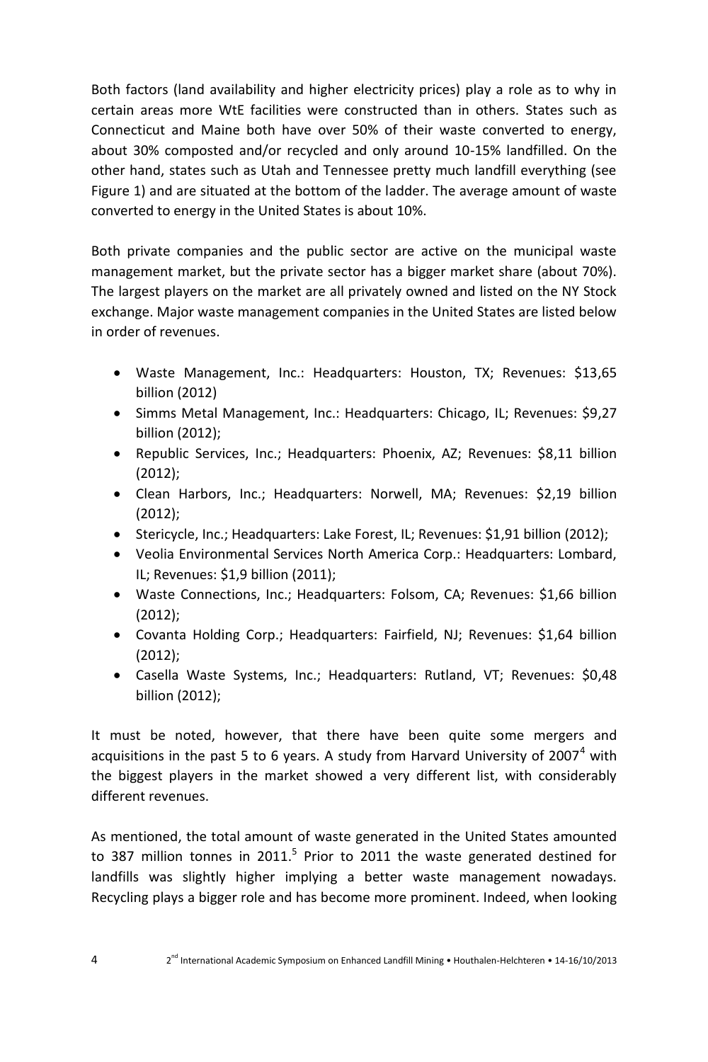Both factors (land availability and higher electricity prices) play a role as to why in certain areas more WtE facilities were constructed than in others. States such as Connecticut and Maine both have over 50% of their waste converted to energy, about 30% composted and/or recycled and only around 10-15% landfilled. On the other hand, states such as Utah and Tennessee pretty much landfill everything (see Figure 1) and are situated at the bottom of the ladder. The average amount of waste converted to energy in the United States is about 10%.

Both private companies and the public sector are active on the municipal waste management market, but the private sector has a bigger market share (about 70%). The largest players on the market are all privately owned and listed on the NY Stock exchange. Major waste management companies in the United States are listed below in order of revenues.

- Waste Management, Inc.: Headquarters: Houston, TX; Revenues: $13,65 billion (2012)
- Simms Metal Management, Inc.: Headquarters: Chicago, IL; Revenues: $9,27 billion (2012);
- Republic Services, Inc.; Headquarters: Phoenix, AZ; Revenues: $8,11 billion (2012);
- Clean Harbors, Inc.; Headquarters: Norwell, MA; Revenues: $2,19 billion (2012);
- Stericycle, Inc.; Headquarters: Lake Forest, IL; Revenues: $1,91 billion (2012);
- Veolia Environmental Services North America Corp.: Headquarters: Lombard, IL; Revenues: $1,9 billion (2011);
- Waste Connections, Inc.; Headquarters: Folsom, CA; Revenues: $1,66 billion (2012);
- Covanta Holding Corp.; Headquarters: Fairfield, NJ; Revenues: $1,64 billion (2012);
- Casella Waste Systems, Inc.; Headquarters: Rutland, VT; Revenues: $0,48 billion (2012);

It must be noted, however, that there have been quite some mergers and acquisitions in the past 5 to 6 years. A study from Harvard University of 2007[4] with the biggest players in the market showed a very different list, with considerably different revenues.

As mentioned, the total amount of waste generated in the United States amounted to 387 million tonnes in 2011.[5] Prior to 2011 the waste generated destined for landfills was slightly higher implying a better waste management nowadays. Recycling plays a bigger role and has become more prominent. Indeed, when looking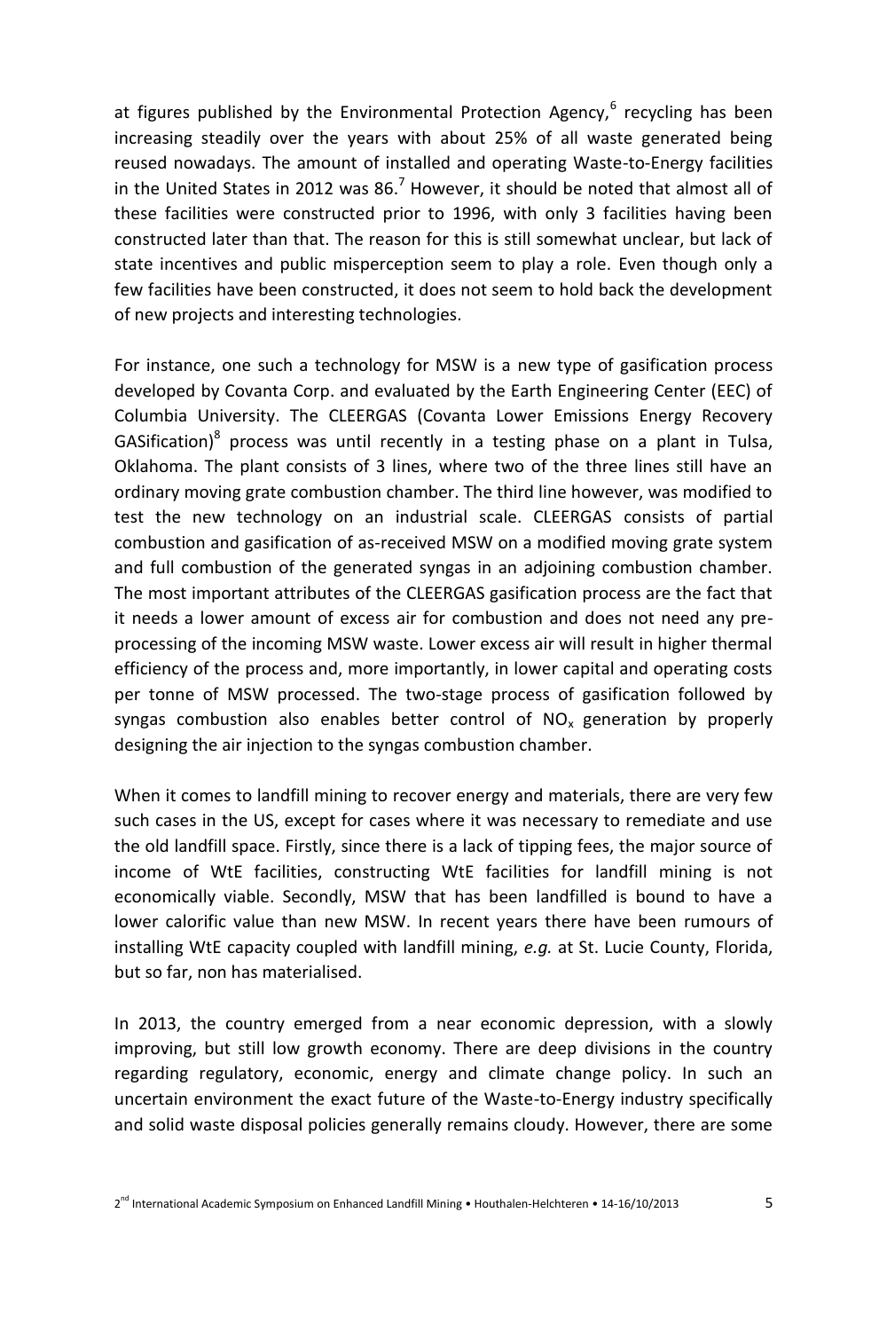at figures published by the Environmental Protection Agency,[6] recycling has been increasing steadily over the years with about 25% of all waste generated being reused nowadays. The amount of installed and operating Waste-to-Energy facilities in the United States in 2012 was 86.[7] However, it should be noted that almost all of these facilities were constructed prior to 1996, with only 3 facilities having been constructed later than that. The reason for this is still somewhat unclear, but lack of state incentives and public misperception seem to play a role. Even though only a few facilities have been constructed, it does not seem to hold back the development of new projects and interesting technologies.

For instance, one such a technology for MSW is a new type of gasification process developed by Covanta Corp. and evaluated by the Earth Engineering Center (EEC) of Columbia University. The CLEERGAS (Covanta Lower Emissions Energy Recovery GASification)[8] process was until recently in a testing phase on a plant in Tulsa, Oklahoma. The plant consists of 3 lines, where two of the three lines still have an ordinary moving grate combustion chamber. The third line however, was modified to test the new technology on an industrial scale. CLEERGAS consists of partial combustion and gasification of as-received MSW on a modified moving grate system and full combustion of the generated syngas in an adjoining combustion chamber. The most important attributes of the CLEERGAS gasification process are the fact that it needs a lower amount of excess air for combustion and does not need any pre-processing of the incoming MSW waste. Lower excess air will result in higher thermal efficiency of the process and, more importantly, in lower capital and operating costs per tonne of MSW processed. The two-stage process of gasification followed by syngas combustion also enables better control of $NO_x$ generation by properly designing the air injection to the syngas combustion chamber.

When it comes to landfill mining to recover energy and materials, there are very few such cases in the US, except for cases where it was necessary to remediate and use the old landfill space. Firstly, since there is a lack of tipping fees, the major source of income of WtE facilities, constructing WtE facilities for landfill mining is not economically viable. Secondly, MSW that has been landfilled is bound to have a lower calorific value than new MSW. In recent years there have been rumours of installing WtE capacity coupled with landfill mining, *e.g.* at St. Lucie County, Florida, but so far, non has materialised.

In 2013, the country emerged from a near economic depression, with a slowly improving, but still low growth economy. There are deep divisions in the country regarding regulatory, economic, energy and climate change policy. In such an uncertain environment the exact future of the Waste-to-Energy industry specifically and solid waste disposal policies generally remains cloudy. However, there are some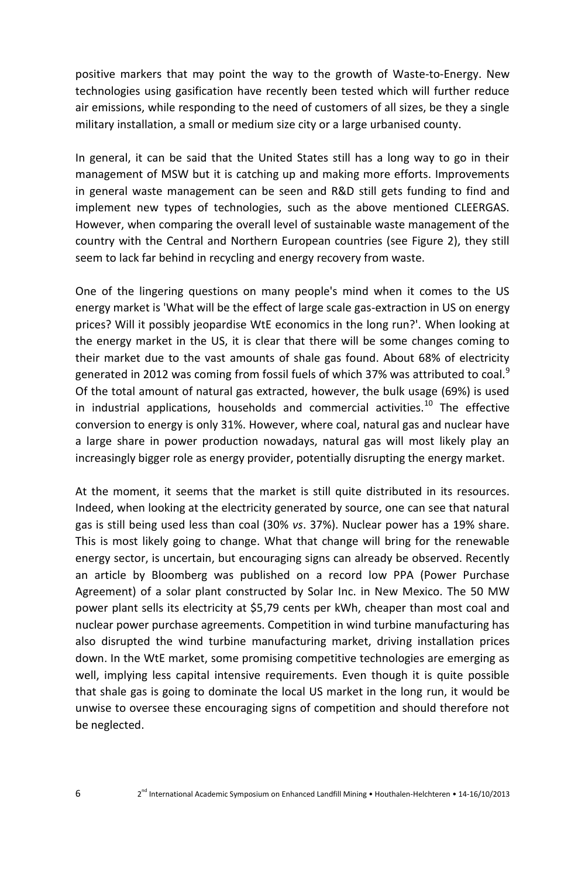positive markers that may point the way to the growth of Waste-to-Energy. New technologies using gasification have recently been tested which will further reduce air emissions, while responding to the need of customers of all sizes, be they a single military installation, a small or medium size city or a large urbanised county.

In general, it can be said that the United States still has a long way to go in their management of MSW but it is catching up and making more efforts. Improvements in general waste management can be seen and R&D still gets funding to find and implement new types of technologies, such as the above mentioned CLEERGAS. However, when comparing the overall level of sustainable waste management of the country with the Central and Northern European countries (see Figure 2), they still seem to lack far behind in recycling and energy recovery from waste.

One of the lingering questions on many people's mind when it comes to the US energy market is 'What will be the effect of large scale gas-extraction in US on energy prices? Will it possibly jeopardise WtE economics in the long run?'. When looking at the energy market in the US, it is clear that there will be some changes coming to their market due to the vast amounts of shale gas found. About 68% of electricity generated in 2012 was coming from fossil fuels of which 37% was attributed to coal.[9] Of the total amount of natural gas extracted, however, the bulk usage (69%) is used in industrial applications, households and commercial activities.[10] The effective conversion to energy is only 31%. However, where coal, natural gas and nuclear have a large share in power production nowadays, natural gas will most likely play an increasingly bigger role as energy provider, potentially disrupting the energy market.

At the moment, it seems that the market is still quite distributed in its resources. Indeed, when looking at the electricity generated by source, one can see that natural gas is still being used less than coal (30% *vs*. 37%). Nuclear power has a 19% share. This is most likely going to change. What that change will bring for the renewable energy sector, is uncertain, but encouraging signs can already be observed. Recently an article by Bloomberg was published on a record low PPA (Power Purchase Agreement) of a solar plant constructed by Solar Inc. in New Mexico. The 50 MW power plant sells its electricity at $5,79 cents per kWh, cheaper than most coal and nuclear power purchase agreements. Competition in wind turbine manufacturing has also disrupted the wind turbine manufacturing market, driving installation prices down. In the WtE market, some promising competitive technologies are emerging as well, implying less capital intensive requirements. Even though it is quite possible that shale gas is going to dominate the local US market in the long run, it would be unwise to oversee these encouraging signs of competition and should therefore not be neglected.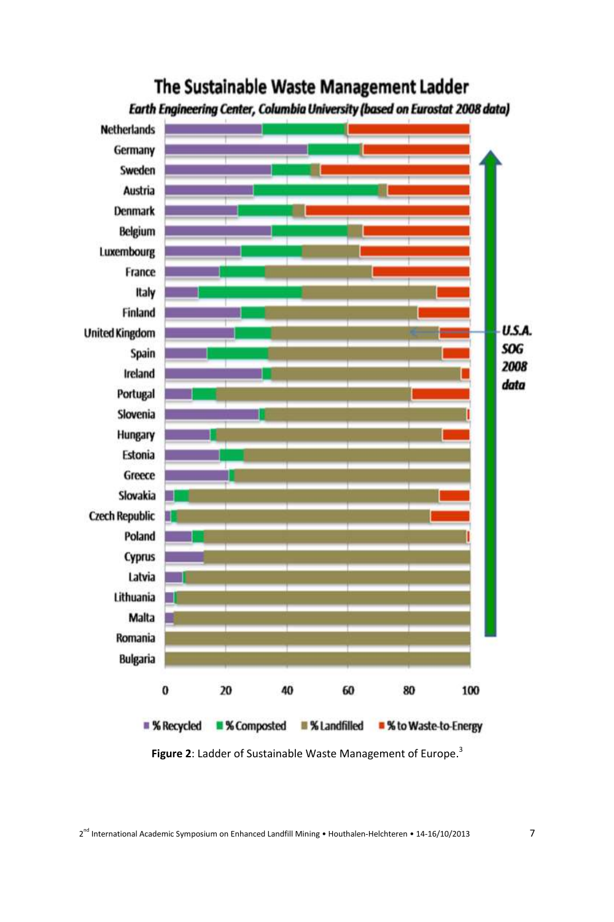Figure 2: Ladder of Sustainable Waste Management of Europe.[3]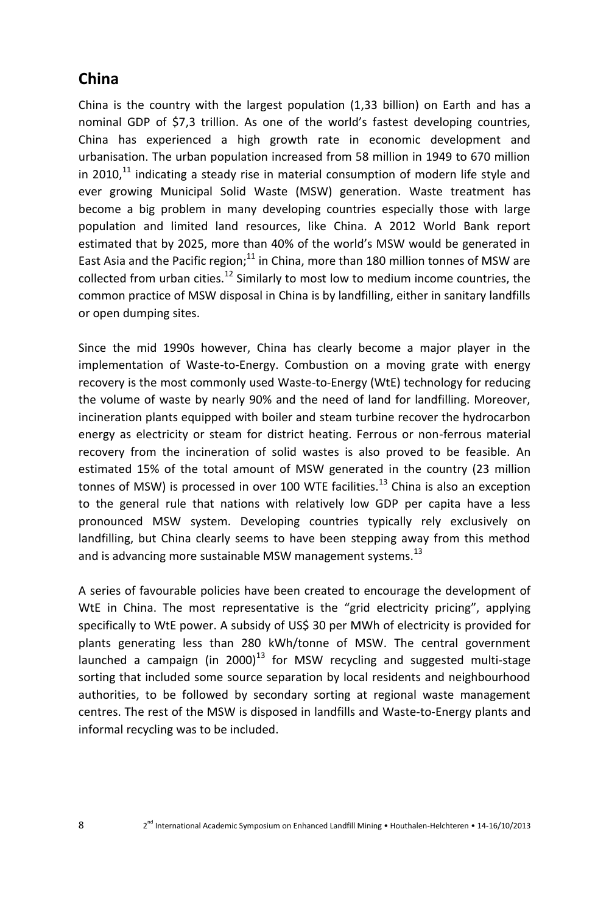## China

China is the country with the largest population (1,33 billion) on Earth and has a nominal GDP of $7,3 trillion. As one of the world's fastest developing countries, China has experienced a high growth rate in economic development and urbanisation. The urban population increased from 58 million in 1949 to 670 million in 2010,[11] indicating a steady rise in material consumption of modern life style and ever growing Municipal Solid Waste (MSW) generation. Waste treatment has become a big problem in many developing countries especially those with large population and limited land resources, like China. A 2012 World Bank report estimated that by 2025, more than 40% of the world's MSW would be generated in East Asia and the Pacific region;[11] in China, more than 180 million tonnes of MSW are collected from urban cities.[12] Similarly to most low to medium income countries, the common practice of MSW disposal in China is by landfilling, either in sanitary landfills or open dumping sites.

Since the mid 1990s however, China has clearly become a major player in the implementation of Waste-to-Energy. Combustion on a moving grate with energy recovery is the most commonly used Waste-to-Energy (WtE) technology for reducing the volume of waste by nearly 90% and the need of land for landfilling. Moreover, incineration plants equipped with boiler and steam turbine recover the hydrocarbon energy as electricity or steam for district heating. Ferrous or non-ferrous material recovery from the incineration of solid wastes is also proved to be feasible. An estimated 15% of the total amount of MSW generated in the country (23 million tonnes of MSW) is processed in over 100 WTE facilities.[13] China is also an exception to the general rule that nations with relatively low GDP per capita have a less pronounced MSW system. Developing countries typically rely exclusively on landfilling, but China clearly seems to have been stepping away from this method and is advancing more sustainable MSW management systems.[13]

A series of favourable policies have been created to encourage the development of WtE in China. The most representative is the "grid electricity pricing", applying specifically to WtE power. A subsidy of US$ 30 per MWh of electricity is provided for plants generating less than 280 kWh/tonne of MSW. The central government launched a campaign (in 2000)[13] for MSW recycling and suggested multi-stage sorting that included some source separation by local residents and neighbourhood authorities, to be followed by secondary sorting at regional waste management centres. The rest of the MSW is disposed in landfills and Waste-to-Energy plants and informal recycling was to be included.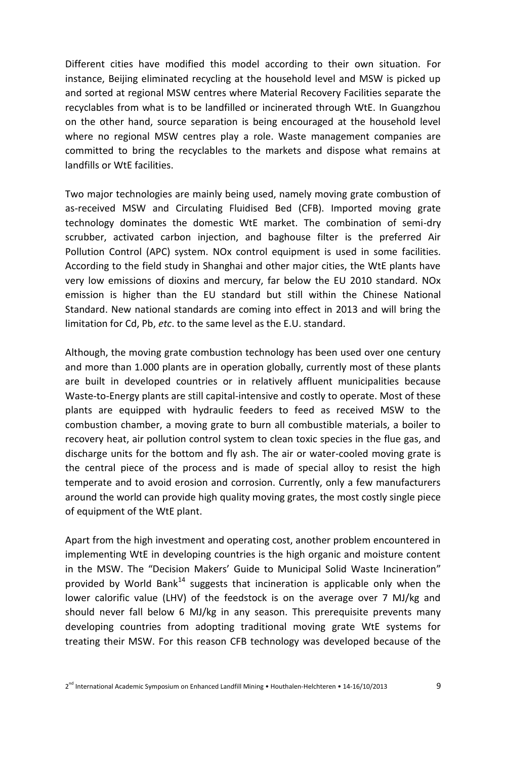Different cities have modified this model according to their own situation. For instance, Beijing eliminated recycling at the household level and MSW is picked up and sorted at regional MSW centres where Material Recovery Facilities separate the recyclables from what is to be landfilled or incinerated through WtE. In Guangzhou on the other hand, source separation is being encouraged at the household level where no regional MSW centres play a role. Waste management companies are committed to bring the recyclables to the markets and dispose what remains at landfills or WtE facilities.

Two major technologies are mainly being used, namely moving grate combustion of as-received MSW and Circulating Fluidised Bed (CFB). Imported moving grate technology dominates the domestic WtE market. The combination of semi-dry scrubber, activated carbon injection, and baghouse filter is the preferred Air Pollution Control (APC) system. NOx control equipment is used in some facilities. According to the field study in Shanghai and other major cities, the WtE plants have very low emissions of dioxins and mercury, far below the EU 2010 standard. NOx emission is higher than the EU standard but still within the Chinese National Standard. New national standards are coming into effect in 2013 and will bring the limitation for Cd, Pb, *etc*. to the same level as the E.U. standard.

Although, the moving grate combustion technology has been used over one century and more than 1.000 plants are in operation globally, currently most of these plants are built in developed countries or in relatively affluent municipalities because Waste-to-Energy plants are still capital-intensive and costly to operate. Most of these plants are equipped with hydraulic feeders to feed as received MSW to the combustion chamber, a moving grate to burn all combustible materials, a boiler to recovery heat, air pollution control system to clean toxic species in the flue gas, and discharge units for the bottom and fly ash. The air or water-cooled moving grate is the central piece of the process and is made of special alloy to resist the high temperate and to avoid erosion and corrosion. Currently, only a few manufacturers around the world can provide high quality moving grates, the most costly single piece of equipment of the WtE plant.

Apart from the high investment and operating cost, another problem encountered in implementing WtE in developing countries is the high organic and moisture content in the MSW. The "Decision Makers' Guide to Municipal Solid Waste Incineration" provided by World Bank[14] suggests that incineration is applicable only when the lower calorific value (LHV) of the feedstock is on the average over 7 MJ/kg and should never fall below 6 MJ/kg in any season. This prerequisite prevents many developing countries from adopting traditional moving grate WtE systems for treating their MSW. For this reason CFB technology was developed because of the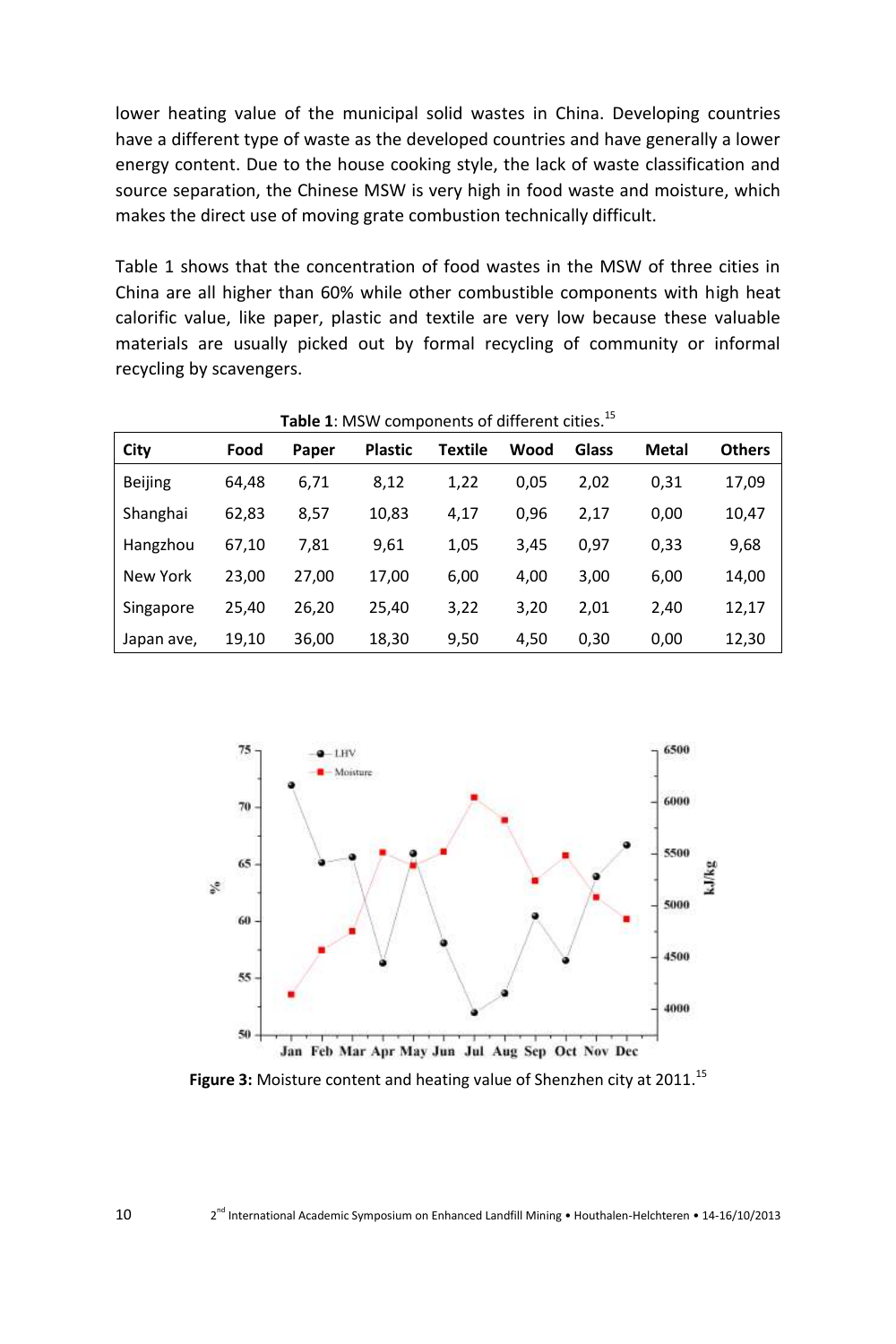lower heating value of the municipal solid wastes in China. Developing countries have a different type of waste as the developed countries and have generally a lower energy content. Due to the house cooking style, the lack of waste classification and source separation, the Chinese MSW is very high in food waste and moisture, which makes the direct use of moving grate combustion technically difficult.

Table 1 shows that the concentration of food wastes in the MSW of three cities in China are all higher than 60% while other combustible components with high heat calorific value, like paper, plastic and textile are very low because these valuable materials are usually picked out by formal recycling of community or informal recycling by scavengers.

**Table 1**: MSW components of different cities.[15]

| City | Food | Paper | Plastic | Textile | Wood | Glass | Metal | Others |
|---|---|---|---|---|---|---|---|---|
| Beijing | 64,48 | 6,71 | 8,12 | 1,22 | 0,05 | 2,02 | 0,31 | 17,09 |
| Shanghai | 62,83 | 8,57 | 10,83 | 4,17 | 0,96 | 2,17 | 0,00 | 10,47 |
| Hangzhou | 67,10 | 7,81 | 9,61 | 1,05 | 3,45 | 0,97 | 0,33 | 9,68 |
| New York | 23,00 | 27,00 | 17,00 | 6,00 | 4,00 | 3,00 | 6,00 | 14,00 |
| Singapore | 25,40 | 26,20 | 25,40 | 3,22 | 3,20 | 2,01 | 2,40 | 12,17 |
| Japan ave, | 19,10 | 36,00 | 18,30 | 9,50 | 4,50 | 0,30 | 0,00 | 12,30 |

**Figure 3:** Moisture content and heating value of Shenzhen city at 2011.[15]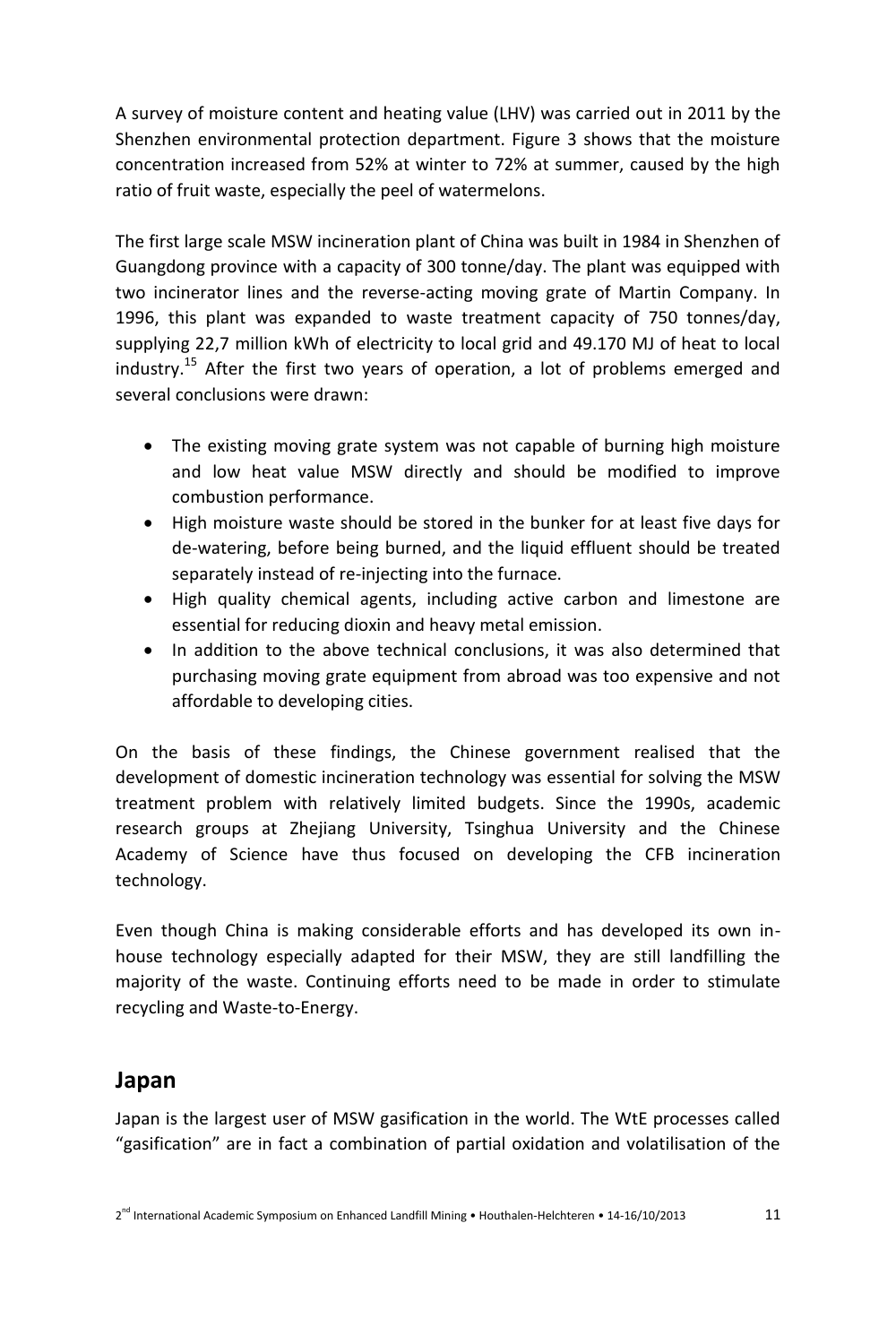A survey of moisture content and heating value (LHV) was carried out in 2011 by the Shenzhen environmental protection department. Figure 3 shows that the moisture concentration increased from 52% at winter to 72% at summer, caused by the high ratio of fruit waste, especially the peel of watermelons.

The first large scale MSW incineration plant of China was built in 1984 in Shenzhen of Guangdong province with a capacity of 300 tonne/day. The plant was equipped with two incinerator lines and the reverse-acting moving grate of Martin Company. In 1996, this plant was expanded to waste treatment capacity of 750 tonnes/day, supplying 22,7 million kWh of electricity to local grid and 49.170 MJ of heat to local industry.[15] After the first two years of operation, a lot of problems emerged and several conclusions were drawn:

- The existing moving grate system was not capable of burning high moisture and low heat value MSW directly and should be modified to improve combustion performance.
- High moisture waste should be stored in the bunker for at least five days for de-watering, before being burned, and the liquid effluent should be treated separately instead of re-injecting into the furnace.
- High quality chemical agents, including active carbon and limestone are essential for reducing dioxin and heavy metal emission.
- In addition to the above technical conclusions, it was also determined that purchasing moving grate equipment from abroad was too expensive and not affordable to developing cities.

On the basis of these findings, the Chinese government realised that the development of domestic incineration technology was essential for solving the MSW treatment problem with relatively limited budgets. Since the 1990s, academic research groups at Zhejiang University, Tsinghua University and the Chinese Academy of Science have thus focused on developing the CFB incineration technology.

Even though China is making considerable efforts and has developed its own in-house technology especially adapted for their MSW, they are still landfilling the majority of the waste. Continuing efforts need to be made in order to stimulate recycling and Waste-to-Energy.

## Japan

Japan is the largest user of MSW gasification in the world. The WtE processes called "gasification" are in fact a combination of partial oxidation and volatilisation of the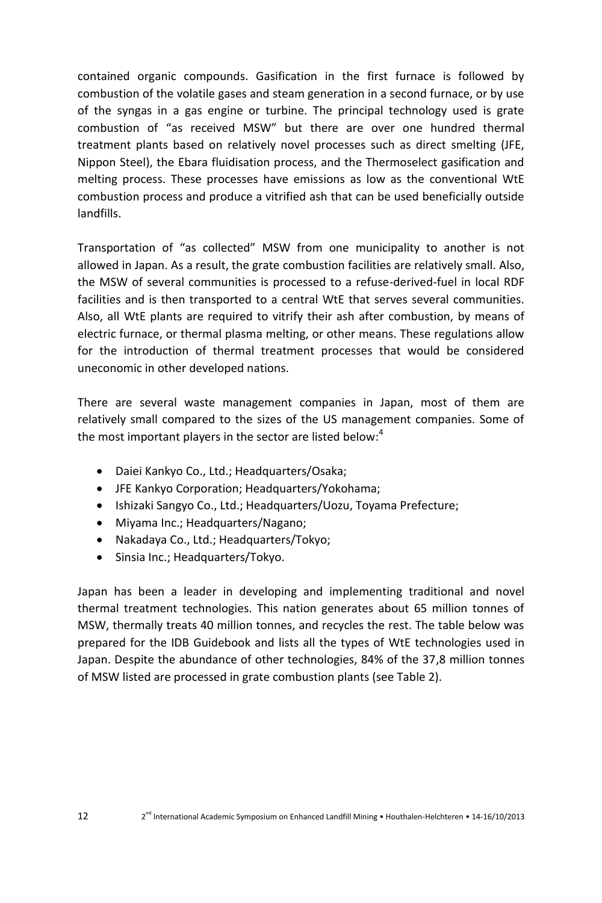contained organic compounds. Gasification in the first furnace is followed by combustion of the volatile gases and steam generation in a second furnace, or by use of the syngas in a gas engine or turbine. The principal technology used is grate combustion of "as received MSW" but there are over one hundred thermal treatment plants based on relatively novel processes such as direct smelting (JFE, Nippon Steel), the Ebara fluidisation process, and the Thermoselect gasification and melting process. These processes have emissions as low as the conventional WtE combustion process and produce a vitrified ash that can be used beneficially outside landfills.

Transportation of "as collected" MSW from one municipality to another is not allowed in Japan. As a result, the grate combustion facilities are relatively small. Also, the MSW of several communities is processed to a refuse-derived-fuel in local RDF facilities and is then transported to a central WtE that serves several communities. Also, all WtE plants are required to vitrify their ash after combustion, by means of electric furnace, or thermal plasma melting, or other means. These regulations allow for the introduction of thermal treatment processes that would be considered uneconomic in other developed nations.

There are several waste management companies in Japan, most of them are relatively small compared to the sizes of the US management companies. Some of the most important players in the sector are listed below:[4]

- Daiei Kankyo Co., Ltd.; Headquarters/Osaka;
- JFE Kankyo Corporation; Headquarters/Yokohama;
- Ishizaki Sangyo Co., Ltd.; Headquarters/Uozu, Toyama Prefecture;
- Miyama Inc.; Headquarters/Nagano;
- Nakadaya Co., Ltd.; Headquarters/Tokyo;
- Sinsia Inc.; Headquarters/Tokyo.

Japan has been a leader in developing and implementing traditional and novel thermal treatment technologies. This nation generates about 65 million tonnes of MSW, thermally treats 40 million tonnes, and recycles the rest. The table below was prepared for the IDB Guidebook and lists all the types of WtE technologies used in Japan. Despite the abundance of other technologies, 84% of the 37,8 million tonnes of MSW listed are processed in grate combustion plants (see Table 2).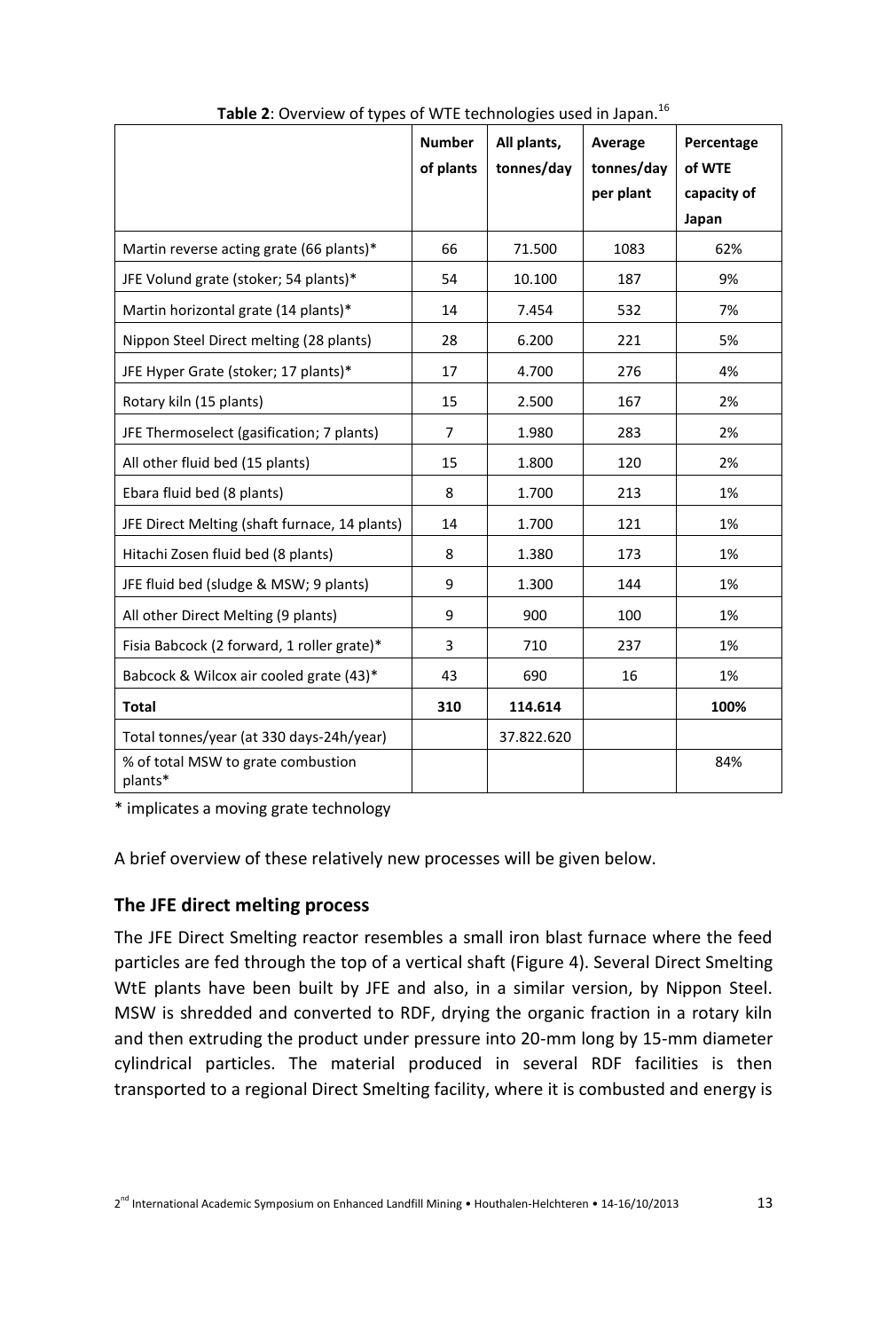**Table 2**: Overview of types of WTE technologies used in Japan.[16]

| | Number of plants | All plants, tonnes/day | Average tonnes/day per plant | Percentage of WTE capacity of Japan |
|---|---|---|---|---|
| Martin reverse acting grate (66 plants)* | 66 | 71.500 | 1083 | 62% |
| JFE Volund grate (stoker; 54 plants)* | 54 | 10.100 | 187 | 9% |
| Martin horizontal grate (14 plants)* | 14 | 7.454 | 532 | 7% |
| Nippon Steel Direct melting (28 plants) | 28 | 6.200 | 221 | 5% |
| JFE Hyper Grate (stoker; 17 plants)* | 17 | 4.700 | 276 | 4% |
| Rotary kiln (15 plants) | 15 | 2.500 | 167 | 2% |
| JFE Thermoselect (gasification; 7 plants) | 7 | 1.980 | 283 | 2% |
| All other fluid bed (15 plants) | 15 | 1.800 | 120 | 2% |
| Ebara fluid bed (8 plants) | 8 | 1.700 | 213 | 1% |
| JFE Direct Melting (shaft furnace, 14 plants) | 14 | 1.700 | 121 | 1% |
| Hitachi Zosen fluid bed (8 plants) | 8 | 1.380 | 173 | 1% |
| JFE fluid bed (sludge & MSW; 9 plants) | 9 | 1.300 | 144 | 1% |
| All other Direct Melting (9 plants) | 9 | 900 | 100 | 1% |
| Fisia Babcock (2 forward, 1 roller grate)* | 3 | 710 | 237 | 1% |
| Babcock & Wilcox air cooled grate (43)* | 43 | 690 | 16 | 1% |
| **Total** | **310** | **114.614** | | **100%** |
| Total tonnes/year (at 330 days-24h/year) | | 37.822.620 | | |
| % of total MSW to grate combustion plants* | | | | 84% |

\* implicates a moving grate technology

A brief overview of these relatively new processes will be given below.

## The JFE direct melting process

The JFE Direct Smelting reactor resembles a small iron blast furnace where the feed particles are fed through the top of a vertical shaft (Figure 4). Several Direct Smelting WtE plants have been built by JFE and also, in a similar version, by Nippon Steel. MSW is shredded and converted to RDF, drying the organic fraction in a rotary kiln and then extruding the product under pressure into 20-mm long by 15-mm diameter cylindrical particles. The material produced in several RDF facilities is then transported to a regional Direct Smelting facility, where it is combusted and energy is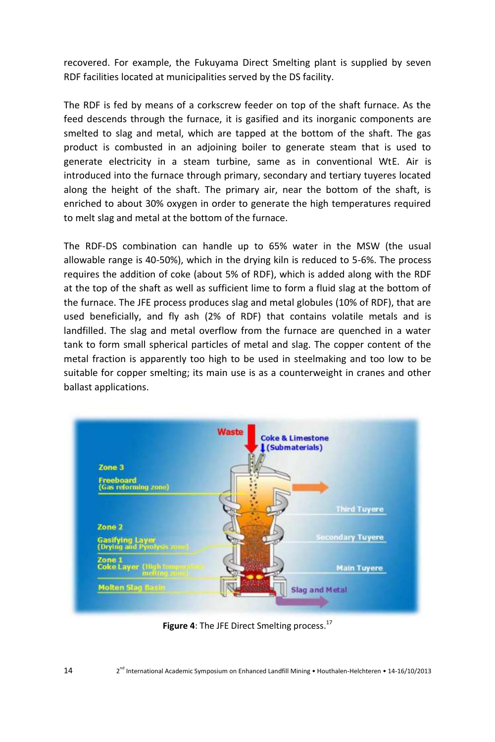recovered. For example, the Fukuyama Direct Smelting plant is supplied by seven RDF facilities located at municipalities served by the DS facility.

The RDF is fed by means of a corkscrew feeder on top of the shaft furnace. As the feed descends through the furnace, it is gasified and its inorganic components are smelted to slag and metal, which are tapped at the bottom of the shaft. The gas product is combusted in an adjoining boiler to generate steam that is used to generate electricity in a steam turbine, same as in conventional WtE. Air is introduced into the furnace through primary, secondary and tertiary tuyeres located along the height of the shaft. The primary air, near the bottom of the shaft, is enriched to about 30% oxygen in order to generate the high temperatures required to melt slag and metal at the bottom of the furnace.

The RDF-DS combination can handle up to 65% water in the MSW (the usual allowable range is 40-50%), which in the drying kiln is reduced to 5-6%. The process requires the addition of coke (about 5% of RDF), which is added along with the RDF at the top of the shaft as well as sufficient lime to form a fluid slag at the bottom of the furnace. The JFE process produces slag and metal globules (10% of RDF), that are used beneficially, and fly ash (2% of RDF) that contains volatile metals and is landfilled. The slag and metal overflow from the furnace are quenched in a water tank to form small spherical particles of metal and slag. The copper content of the metal fraction is apparently too high to be used in steelmaking and too low to be suitable for copper smelting; its main use is as a counterweight in cranes and other ballast applications.

**Figure 4**: The JFE Direct Smelting process.[17]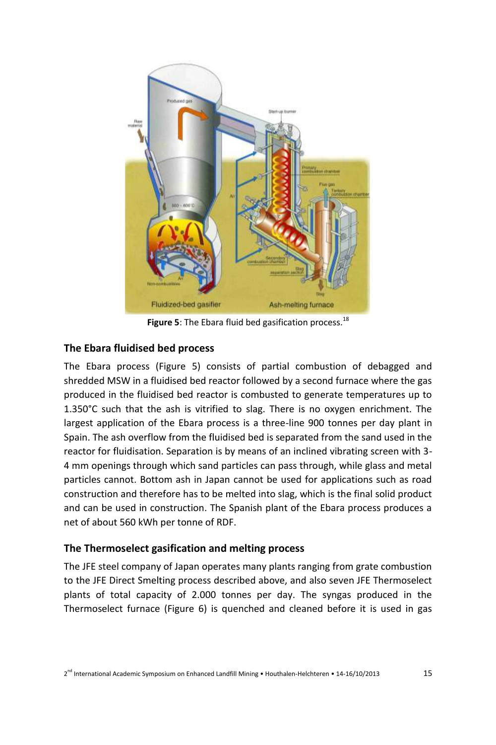**Figure 5**: The Ebara fluid bed gasification process.[18]

## The Ebara fluidised bed process

The Ebara process (Figure 5) consists of partial combustion of debagged and shredded MSW in a fluidised bed reactor followed by a second furnace where the gas produced in the fluidised bed reactor is combusted to generate temperatures up to 1.350°C such that the ash is vitrified to slag. There is no oxygen enrichment. The largest application of the Ebara process is a three-line 900 tonnes per day plant in Spain. The ash overflow from the fluidised bed is separated from the sand used in the reactor for fluidisation. Separation is by means of an inclined vibrating screen with 3-4 mm openings through which sand particles can pass through, while glass and metal particles cannot. Bottom ash in Japan cannot be used for applications such as road construction and therefore has to be melted into slag, which is the final solid product and can be used in construction. The Spanish plant of the Ebara process produces a net of about 560 kWh per tonne of RDF.

## The Thermoselect gasification and melting process

The JFE steel company of Japan operates many plants ranging from grate combustion to the JFE Direct Smelting process described above, and also seven JFE Thermoselect plants of total capacity of 2.000 tonnes per day. The syngas produced in the Thermoselect furnace (Figure 6) is quenched and cleaned before it is used in gas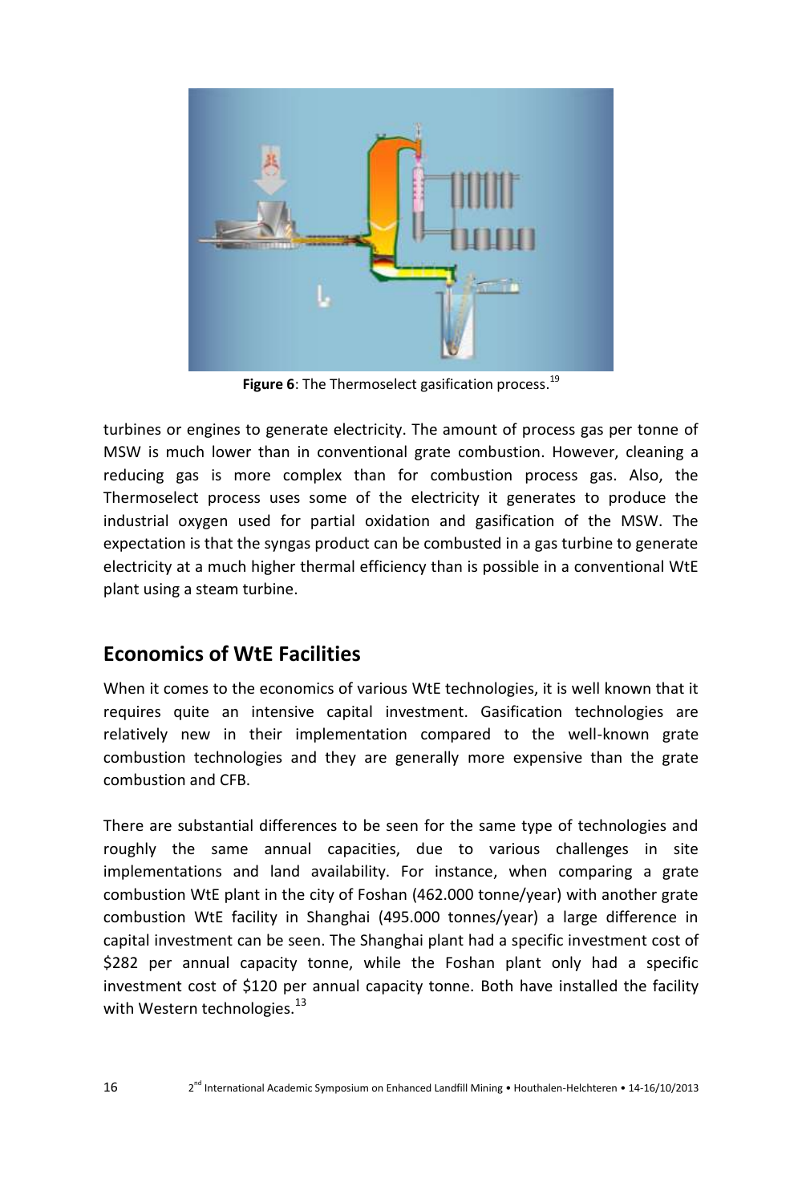**Figure 6**: The Thermoselect gasification process.[19]

turbines or engines to generate electricity. The amount of process gas per tonne of MSW is much lower than in conventional grate combustion. However, cleaning a reducing gas is more complex than for combustion process gas. Also, the Thermoselect process uses some of the electricity it generates to produce the industrial oxygen used for partial oxidation and gasification of the MSW. The expectation is that the syngas product can be combusted in a gas turbine to generate electricity at a much higher thermal efficiency than is possible in a conventional WtE plant using a steam turbine.

## Economics of WtE Facilities

When it comes to the economics of various WtE technologies, it is well known that it requires quite an intensive capital investment. Gasification technologies are relatively new in their implementation compared to the well-known grate combustion technologies and they are generally more expensive than the grate combustion and CFB.

There are substantial differences to be seen for the same type of technologies and roughly the same annual capacities, due to various challenges in site implementations and land availability. For instance, when comparing a grate combustion WtE plant in the city of Foshan (462.000 tonne/year) with another grate combustion WtE facility in Shanghai (495.000 tonnes/year) a large difference in capital investment can be seen. The Shanghai plant had a specific investment cost of \$282 per annual capacity tonne, while the Foshan plant only had a specific investment cost of \$120 per annual capacity tonne. Both have installed the facility with Western technologies.[13]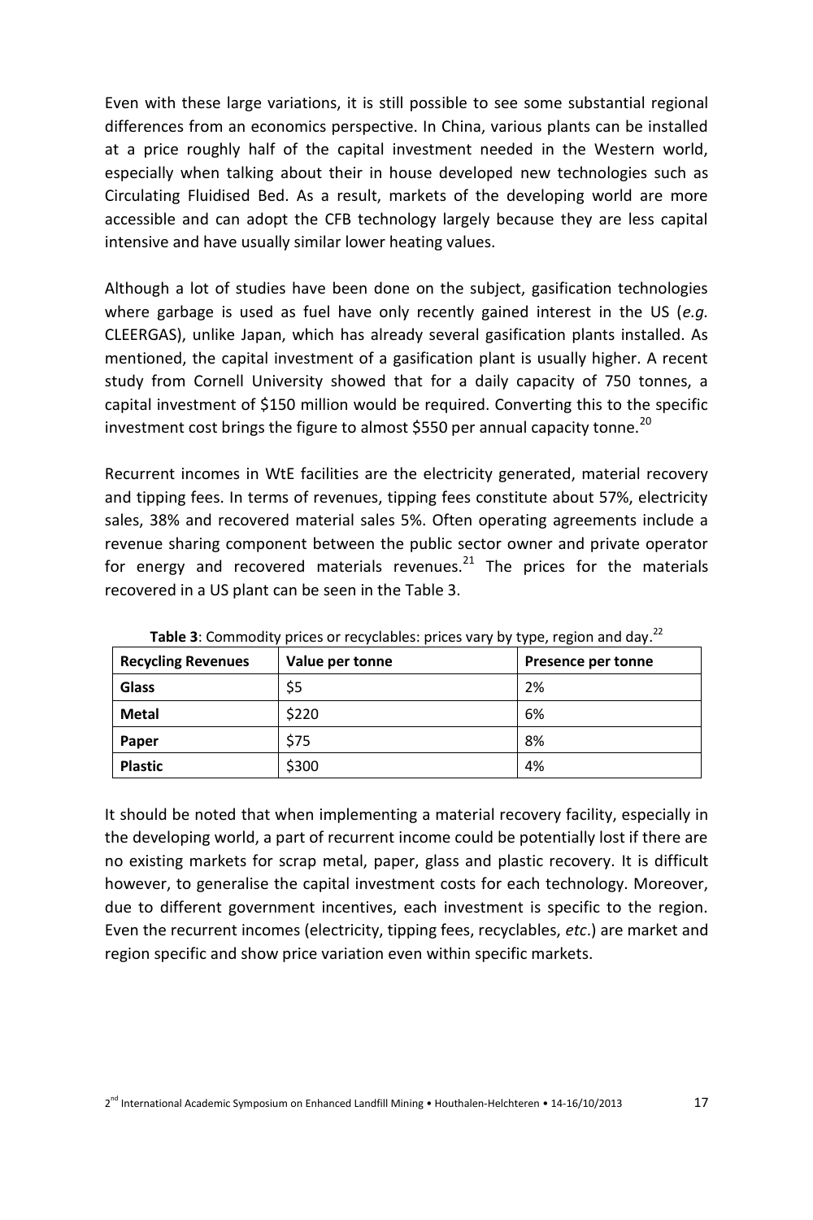Even with these large variations, it is still possible to see some substantial regional differences from an economics perspective. In China, various plants can be installed at a price roughly half of the capital investment needed in the Western world, especially when talking about their in house developed new technologies such as Circulating Fluidised Bed. As a result, markets of the developing world are more accessible and can adopt the CFB technology largely because they are less capital intensive and have usually similar lower heating values.

Although a lot of studies have been done on the subject, gasification technologies where garbage is used as fuel have only recently gained interest in the US (*e.g.* CLEERGAS), unlike Japan, which has already several gasification plants installed. As mentioned, the capital investment of a gasification plant is usually higher. A recent study from Cornell University showed that for a daily capacity of 750 tonnes, a capital investment of $150 million would be required. Converting this to the specific investment cost brings the figure to almost $550 per annual capacity tonne.[20]

Recurrent incomes in WtE facilities are the electricity generated, material recovery and tipping fees. In terms of revenues, tipping fees constitute about 57%, electricity sales, 38% and recovered material sales 5%. Often operating agreements include a revenue sharing component between the public sector owner and private operator for energy and recovered materials revenues.[21] The prices for the materials recovered in a US plant can be seen in the Table 3.

**Table 3**: Commodity prices or recyclables: prices vary by type, region and day.[22]

| Recycling Revenues | Value per tonne | Presence per tonne |
|---|---|---|
| **Glass** | $5 | 2% |
| **Metal** | $220 | 6% |
| **Paper** | $75 | 8% |
| **Plastic** | $300 | 4% |

It should be noted that when implementing a material recovery facility, especially in the developing world, a part of recurrent income could be potentially lost if there are no existing markets for scrap metal, paper, glass and plastic recovery. It is difficult however, to generalise the capital investment costs for each technology. Moreover, due to different government incentives, each investment is specific to the region. Even the recurrent incomes (electricity, tipping fees, recyclables, *etc*.) are market and region specific and show price variation even within specific markets.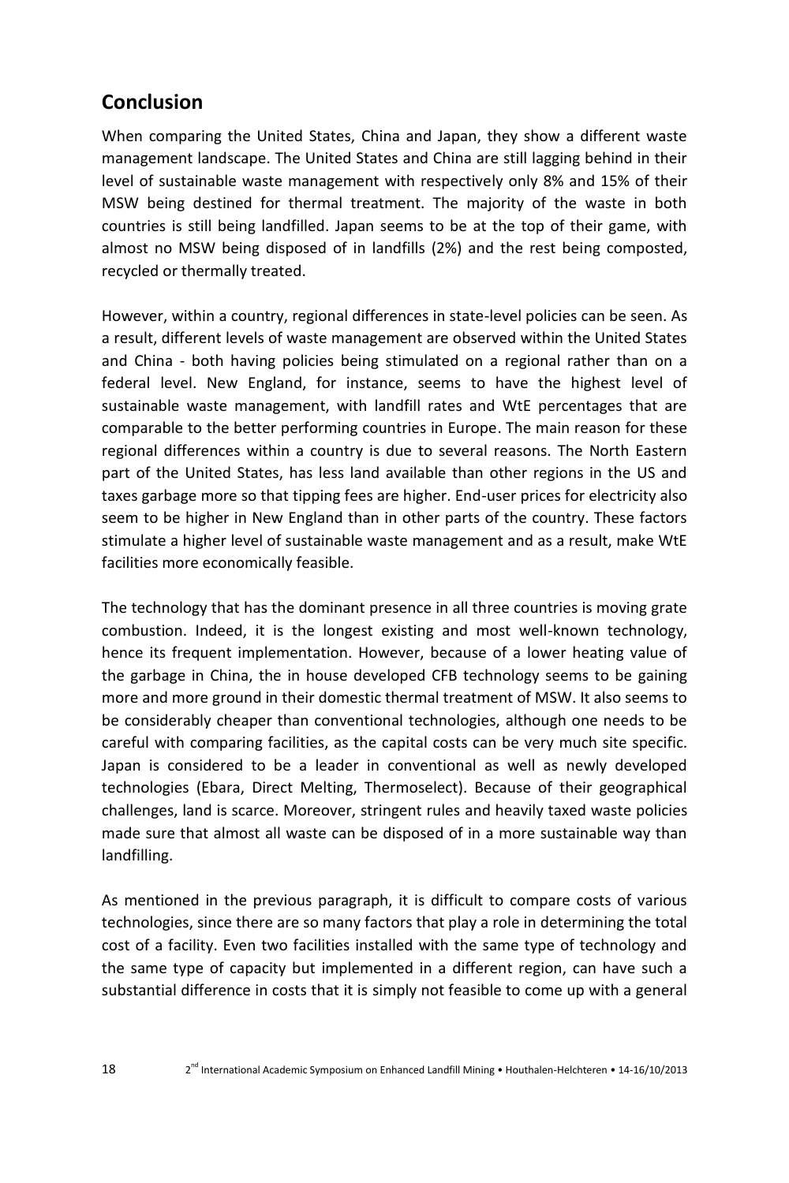## Conclusion

When comparing the United States, China and Japan, they show a different waste management landscape. The United States and China are still lagging behind in their level of sustainable waste management with respectively only 8% and 15% of their MSW being destined for thermal treatment. The majority of the waste in both countries is still being landfilled. Japan seems to be at the top of their game, with almost no MSW being disposed of in landfills (2%) and the rest being composted, recycled or thermally treated.

However, within a country, regional differences in state-level policies can be seen. As a result, different levels of waste management are observed within the United States and China - both having policies being stimulated on a regional rather than on a federal level. New England, for instance, seems to have the highest level of sustainable waste management, with landfill rates and WtE percentages that are comparable to the better performing countries in Europe. The main reason for these regional differences within a country is due to several reasons. The North Eastern part of the United States, has less land available than other regions in the US and taxes garbage more so that tipping fees are higher. End-user prices for electricity also seem to be higher in New England than in other parts of the country. These factors stimulate a higher level of sustainable waste management and as a result, make WtE facilities more economically feasible.

The technology that has the dominant presence in all three countries is moving grate combustion. Indeed, it is the longest existing and most well-known technology, hence its frequent implementation. However, because of a lower heating value of the garbage in China, the in house developed CFB technology seems to be gaining more and more ground in their domestic thermal treatment of MSW. It also seems to be considerably cheaper than conventional technologies, although one needs to be careful with comparing facilities, as the capital costs can be very much site specific. Japan is considered to be a leader in conventional as well as newly developed technologies (Ebara, Direct Melting, Thermoselect). Because of their geographical challenges, land is scarce. Moreover, stringent rules and heavily taxed waste policies made sure that almost all waste can be disposed of in a more sustainable way than landfilling.

As mentioned in the previous paragraph, it is difficult to compare costs of various technologies, since there are so many factors that play a role in determining the total cost of a facility. Even two facilities installed with the same type of technology and the same type of capacity but implemented in a different region, can have such a substantial difference in costs that it is simply not feasible to come up with a general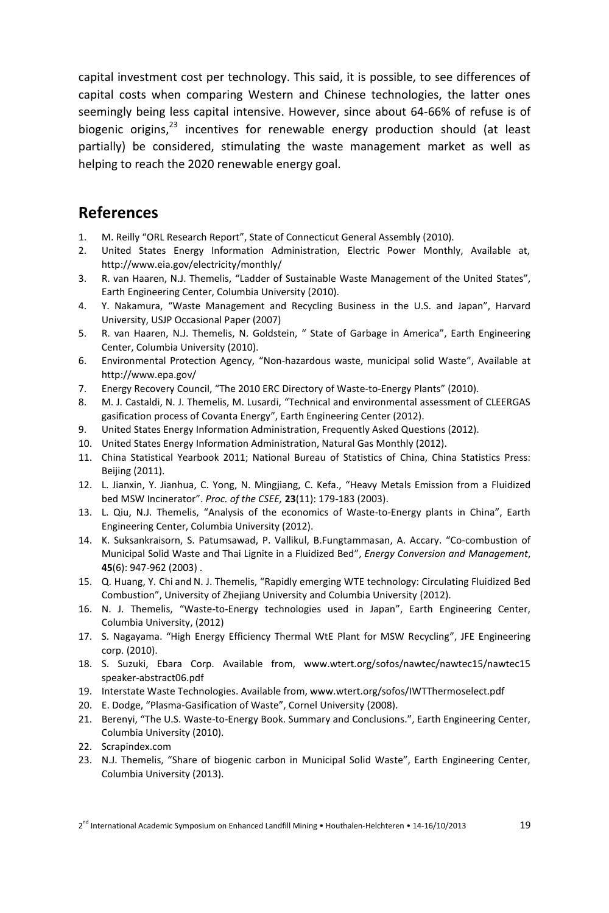capital investment cost per technology. This said, it is possible, to see differences of capital costs when comparing Western and Chinese technologies, the latter ones seemingly being less capital intensive. However, since about 64-66% of refuse is of biogenic origins,[23] incentives for renewable energy production should (at least partially) be considered, stimulating the waste management market as well as helping to reach the 2020 renewable energy goal.

## References

1. M. Reilly "ORL Research Report", State of Connecticut General Assembly (2010).
2. United States Energy Information Administration, Electric Power Monthly, Available at, http://www.eia.gov/electricity/monthly/
3. R. van Haaren, N.J. Themelis, "Ladder of Sustainable Waste Management of the United States", Earth Engineering Center, Columbia University (2010).
4. Y. Nakamura, "Waste Management and Recycling Business in the U.S. and Japan", Harvard University, USJP Occasional Paper (2007)
5. R. van Haaren, N.J. Themelis, N. Goldstein, " State of Garbage in America", Earth Engineering Center, Columbia University (2010).
6. Environmental Protection Agency, "Non-hazardous waste, municipal solid Waste", Available at http://www.epa.gov/
7. Energy Recovery Council, "The 2010 ERC Directory of Waste-to-Energy Plants" (2010).
8. M. J. Castaldi, N. J. Themelis, M. Lusardi, "Technical and environmental assessment of CLEERGAS gasification process of Covanta Energy", Earth Engineering Center (2012).
9. United States Energy Information Administration, Frequently Asked Questions (2012).
10. United States Energy Information Administration, Natural Gas Monthly (2012).
11. China Statistical Yearbook 2011; National Bureau of Statistics of China, China Statistics Press: Beijing (2011).
12. L. Jianxin, Y. Jianhua, C. Yong, N. Mingjiang, C. Kefa., "Heavy Metals Emission from a Fluidized bed MSW Incinerator". *Proc. of the CSEE,* **23**(11): 179-183 (2003).
13. L. Qiu, N.J. Themelis, "Analysis of the economics of Waste-to-Energy plants in China", Earth Engineering Center, Columbia University (2012).
14. K. Suksankraisorn, S. Patumsawad, P. Vallikul, B.Fungtammasan, A. Accary. "Co-combustion of Municipal Solid Waste and Thai Lignite in a Fluidized Bed", *Energy Conversion and Management*, **45**(6): 947-962 (2003) .
15. Q. Huang, Y. Chi and N. J. Themelis, "Rapidly emerging WTE technology: Circulating Fluidized Bed Combustion", University of Zhejiang University and Columbia University (2012).
16. N. J. Themelis, "Waste-to-Energy technologies used in Japan", Earth Engineering Center, Columbia University, (2012)
17. S. Nagayama. "High Energy Efficiency Thermal WtE Plant for MSW Recycling", JFE Engineering corp. (2010).
18. S. Suzuki, Ebara Corp. Available from, www.wtert.org/sofos/nawtec/nawtec15/nawtec15 speaker-abstract06.pdf
19. Interstate Waste Technologies. Available from, www.wtert.org/sofos/IWTThermoselect.pdf
20. E. Dodge, "Plasma-Gasification of Waste", Cornel University (2008).
21. Berenyi, "The U.S. Waste-to-Energy Book. Summary and Conclusions.", Earth Engineering Center, Columbia University (2010).
22. Scrapindex.com
23. N.J. Themelis, "Share of biogenic carbon in Municipal Solid Waste", Earth Engineering Center, Columbia University (2013).